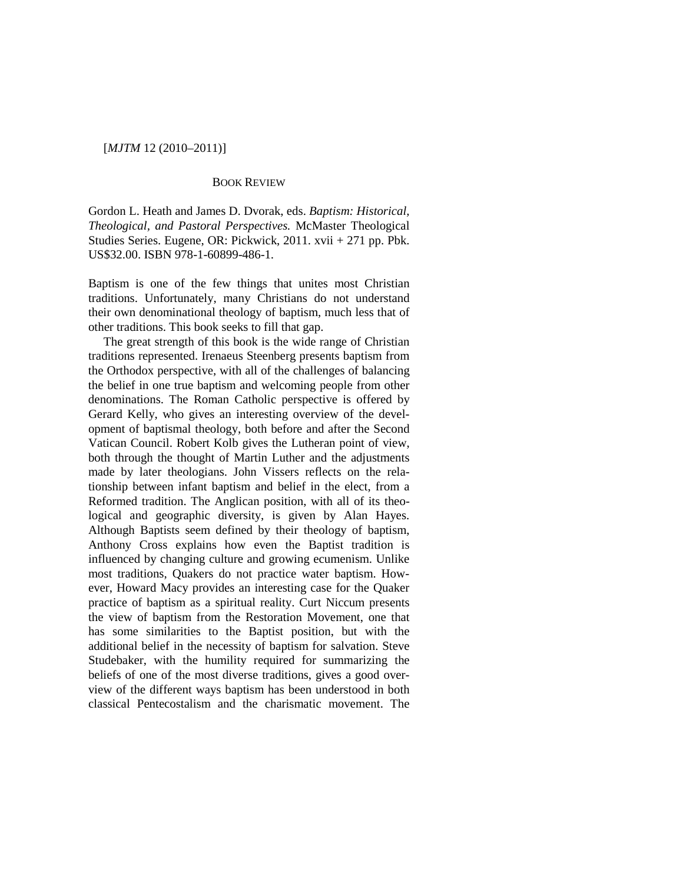## BOOK REVIEW

Gordon L. Heath and James D. Dvorak, eds. *Baptism: Historical, Theological, and Pastoral Perspectives.* McMaster Theological Studies Series. Eugene, OR: Pickwick, 2011. xvii + 271 pp. Pbk. US$32.00. ISBN 978-1-60899-486-1.

Baptism is one of the few things that unites most Christian traditions. Unfortunately, many Christians do not understand their own denominational theology of baptism, much less that of other traditions. This book seeks to fill that gap.

The great strength of this book is the wide range of Christian traditions represented. Irenaeus Steenberg presents baptism from the Orthodox perspective, with all of the challenges of balancing the belief in one true baptism and welcoming people from other denominations. The Roman Catholic perspective is offered by Gerard Kelly, who gives an interesting overview of the development of baptismal theology, both before and after the Second Vatican Council. Robert Kolb gives the Lutheran point of view, both through the thought of Martin Luther and the adjustments made by later theologians. John Vissers reflects on the relationship between infant baptism and belief in the elect, from a Reformed tradition. The Anglican position, with all of its theological and geographic diversity, is given by Alan Hayes. Although Baptists seem defined by their theology of baptism, Anthony Cross explains how even the Baptist tradition is influenced by changing culture and growing ecumenism. Unlike most traditions, Quakers do not practice water baptism. However, Howard Macy provides an interesting case for the Quaker practice of baptism as a spiritual reality. Curt Niccum presents the view of baptism from the Restoration Movement, one that has some similarities to the Baptist position, but with the additional belief in the necessity of baptism for salvation. Steve Studebaker, with the humility required for summarizing the beliefs of one of the most diverse traditions, gives a good overview of the different ways baptism has been understood in both classical Pentecostalism and the charismatic movement. The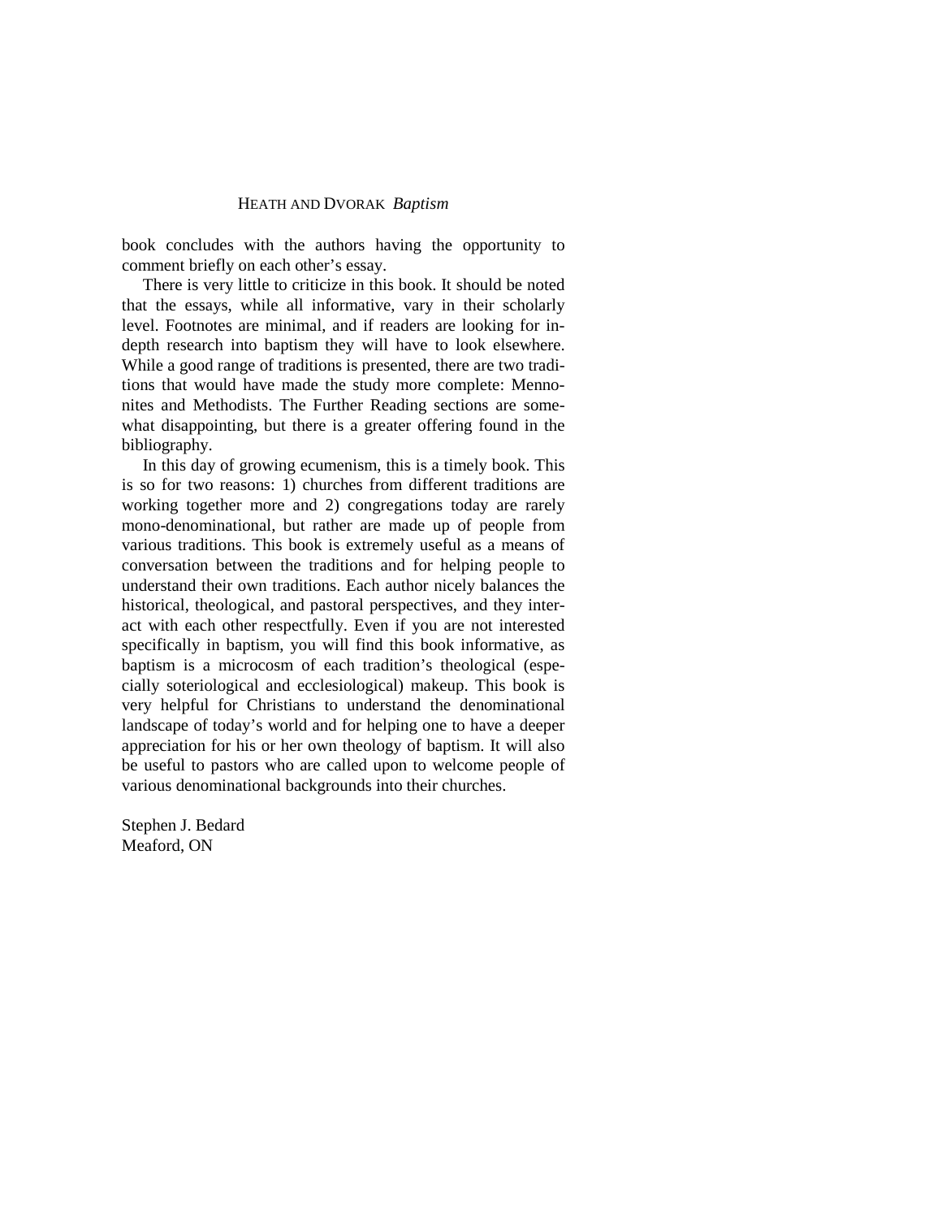book concludes with the authors having the opportunity to comment briefly on each other's essay.

There is very little to criticize in this book. It should be noted that the essays, while all informative, vary in their scholarly level. Footnotes are minimal, and if readers are looking for in-depth research into baptism they will have to look elsewhere. While a good range of traditions is presented, there are two traditions that would have made the study more complete: Mennonites and Methodists. The Further Reading sections are somewhat disappointing, but there is a greater offering found in the bibliography.

In this day of growing ecumenism, this is a timely book. This is so for two reasons: 1) churches from different traditions are working together more and 2) congregations today are rarely mono-denominational, but rather are made up of people from various traditions. This book is extremely useful as a means of conversation between the traditions and for helping people to understand their own traditions. Each author nicely balances the historical, theological, and pastoral perspectives, and they interact with each other respectfully. Even if you are not interested specifically in baptism, you will find this book informative, as baptism is a microcosm of each tradition's theological (especially soteriological and ecclesiological) makeup. This book is very helpful for Christians to understand the denominational landscape of today's world and for helping one to have a deeper appreciation for his or her own theology of baptism. It will also be useful to pastors who are called upon to welcome people of various denominational backgrounds into their churches.

Stephen J. Bedard
Meaford, ON